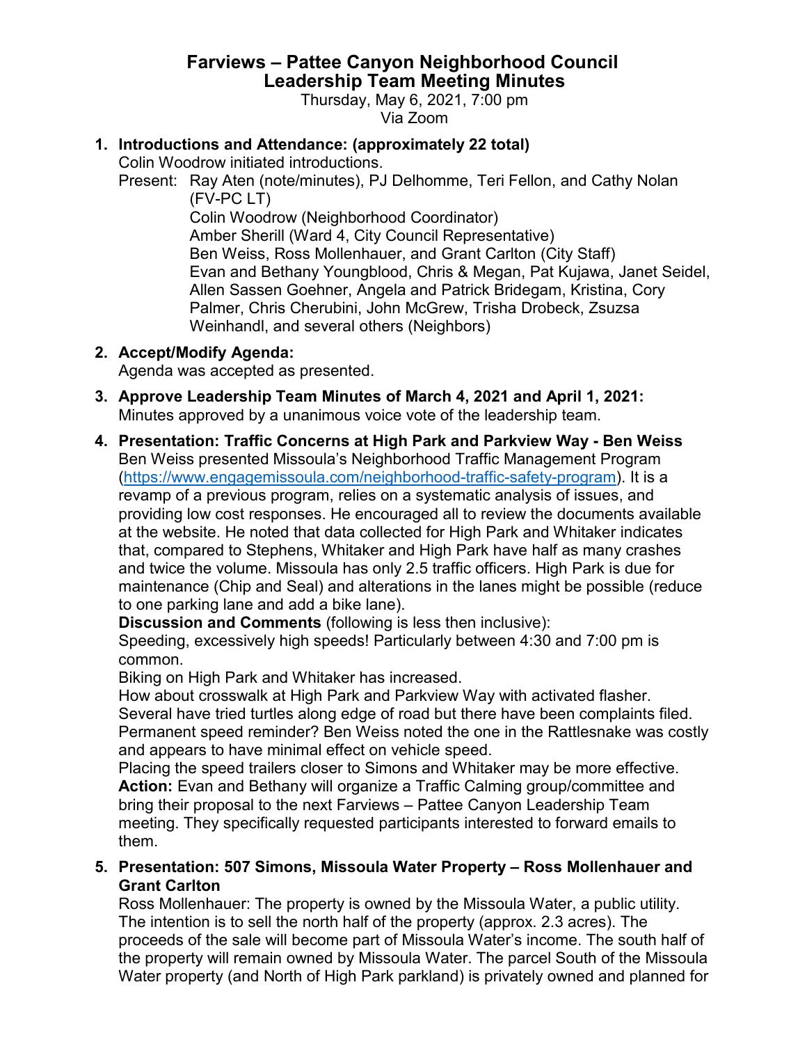# Farviews – Pattee Canyon Neighborhood Council
## Leadership Team Meeting Minutes

Thursday, May 6, 2021, 7:00 pm
Via Zoom

1. **Introductions and Attendance: (approximately 22 total)**
   Colin Woodrow initiated introductions.
   Present: Ray Aten (note/minutes), PJ Delhomme, Teri Fellon, and Cathy Nolan (FV-PC LT)
   Colin Woodrow (Neighborhood Coordinator)
   Amber Sherill (Ward 4, City Council Representative)
   Ben Weiss, Ross Mollenhauer, and Grant Carlton (City Staff)
   Evan and Bethany Youngblood, Chris & Megan, Pat Kujawa, Janet Seidel, Allen Sassen Goehner, Angela and Patrick Bridegam, Kristina, Cory Palmer, Chris Cherubini, John McGrew, Trisha Drobeck, Zsuzsa Weinhandl, and several others (Neighbors)

2. **Accept/Modify Agenda:**
   Agenda was accepted as presented.

3. **Approve Leadership Team Minutes of March 4, 2021 and April 1, 2021:**
   Minutes approved by a unanimous voice vote of the leadership team.

4. **Presentation: Traffic Concerns at High Park and Parkview Way - Ben Weiss**
   Ben Weiss presented Missoula's Neighborhood Traffic Management Program (https://www.engagemissoula.com/neighborhood-traffic-safety-program). It is a revamp of a previous program, relies on a systematic analysis of issues, and providing low cost responses. He encouraged all to review the documents available at the website. He noted that data collected for High Park and Whitaker indicates that, compared to Stephens, Whitaker and High Park have half as many crashes and twice the volume. Missoula has only 2.5 traffic officers. High Park is due for maintenance (Chip and Seal) and alterations in the lanes might be possible (reduce to one parking lane and add a bike lane).
   **Discussion and Comments** (following is less then inclusive):
   Speeding, excessively high speeds! Particularly between 4:30 and 7:00 pm is common.
   Biking on High Park and Whitaker has increased.
   How about crosswalk at High Park and Parkview Way with activated flasher.
   Several have tried turtles along edge of road but there have been complaints filed.
   Permanent speed reminder? Ben Weiss noted the one in the Rattlesnake was costly and appears to have minimal effect on vehicle speed.
   Placing the speed trailers closer to Simons and Whitaker may be more effective.
   **Action:** Evan and Bethany will organize a Traffic Calming group/committee and bring their proposal to the next Farviews – Pattee Canyon Leadership Team meeting. They specifically requested participants interested to forward emails to them.

5. **Presentation: 507 Simons, Missoula Water Property – Ross Mollenhauer and Grant Carlton**
   Ross Mollenhauer: The property is owned by the Missoula Water, a public utility. The intention is to sell the north half of the property (approx. 2.3 acres). The proceeds of the sale will become part of Missoula Water's income. The south half of the property will remain owned by Missoula Water. The parcel South of the Missoula Water property (and North of High Park parkland) is privately owned and planned for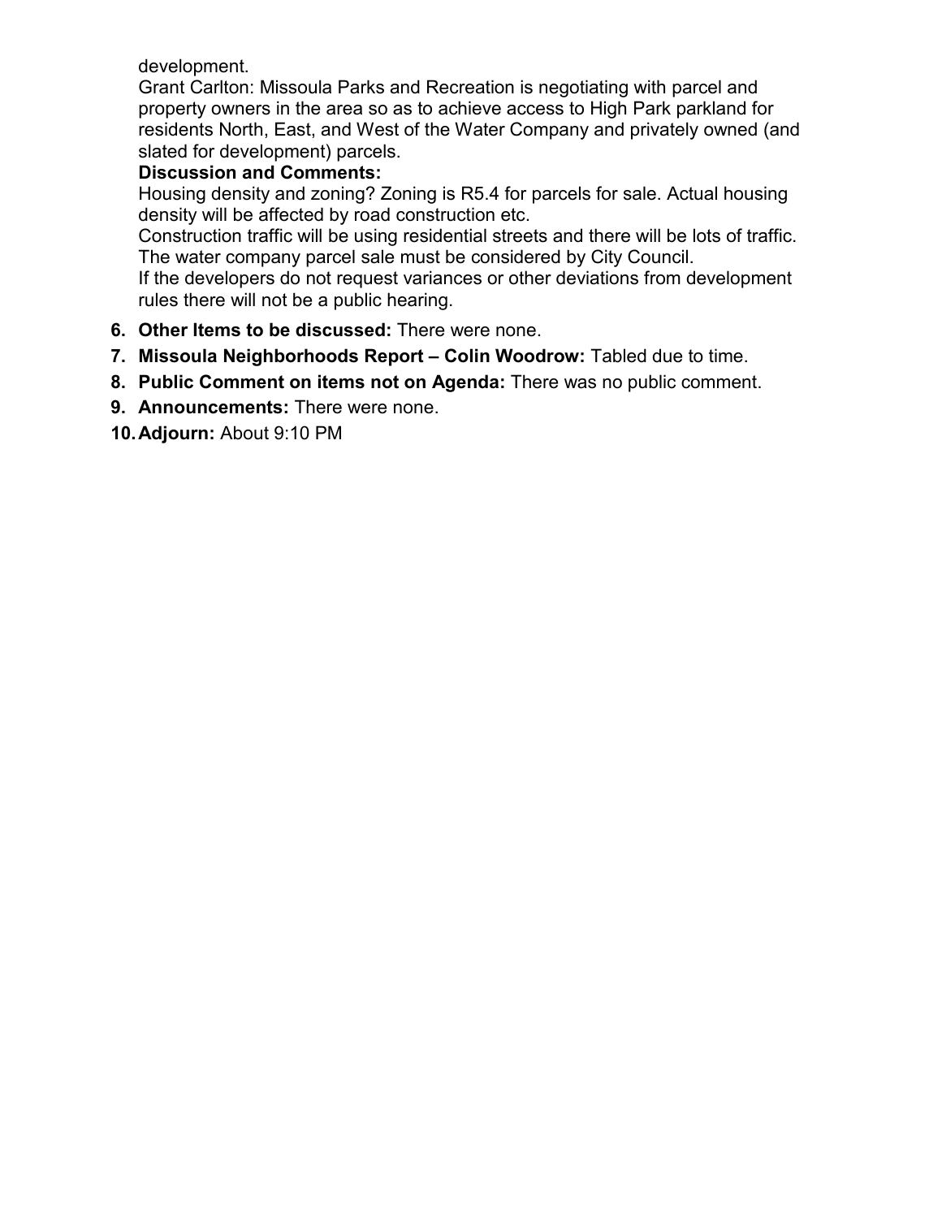development.

Grant Carlton: Missoula Parks and Recreation is negotiating with parcel and property owners in the area so as to achieve access to High Park parkland for residents North, East, and West of the Water Company and privately owned (and slated for development) parcels.

**Discussion and Comments:**

Housing density and zoning? Zoning is R5.4 for parcels for sale. Actual housing density will be affected by road construction etc.

Construction traffic will be using residential streets and there will be lots of traffic.

The water company parcel sale must be considered by City Council.

If the developers do not request variances or other deviations from development rules there will not be a public hearing.

6. **Other Items to be discussed:** There were none.
7. **Missoula Neighborhoods Report – Colin Woodrow:** Tabled due to time.
8. **Public Comment on items not on Agenda:** There was no public comment.
9. **Announcements:** There were none.
10. **Adjourn:** About 9:10 PM